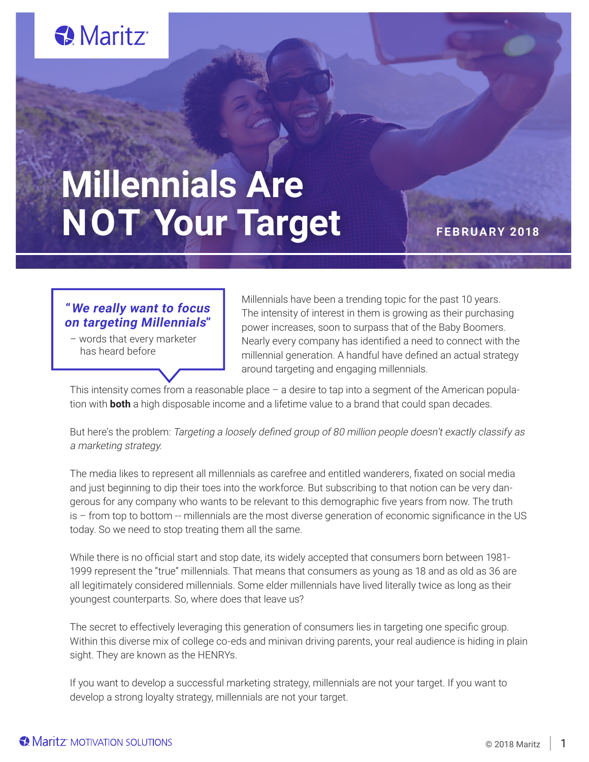# Millennials Are NOT Your Target

**FEBRUARY 2018**

> ***"We really want to focus on targeting Millennials"***
> – words that every marketer has heard before

Millennials have been a trending topic for the past 10 years. The intensity of interest in them is growing as their purchasing power increases, soon to surpass that of the Baby Boomers. Nearly every company has identified a need to connect with the millennial generation. A handful have defined an actual strategy around targeting and engaging millennials.

This intensity comes from a reasonable place – a desire to tap into a segment of the American population with **both** a high disposable income and a lifetime value to a brand that could span decades.

But here's the problem: *Targeting a loosely defined group of 80 million people doesn't exactly classify as a marketing strategy.*

The media likes to represent all millennials as carefree and entitled wanderers, fixated on social media and just beginning to dip their toes into the workforce. But subscribing to that notion can be very dangerous for any company who wants to be relevant to this demographic five years from now. The truth is – from top to bottom -- millennials are the most diverse generation of economic significance in the US today. So we need to stop treating them all the same.

While there is no official start and stop date, its widely accepted that consumers born between 1981-1999 represent the "true" millennials. That means that consumers as young as 18 and as old as 36 are all legitimately considered millennials. Some elder millennials have lived literally twice as long as their youngest counterparts. So, where does that leave us?

The secret to effectively leveraging this generation of consumers lies in targeting one specific group. Within this diverse mix of college co-eds and minivan driving parents, your real audience is hiding in plain sight. They are known as the HENRYs.

If you want to develop a successful marketing strategy, millennials are not your target. If you want to develop a strong loyalty strategy, millennials are not your target.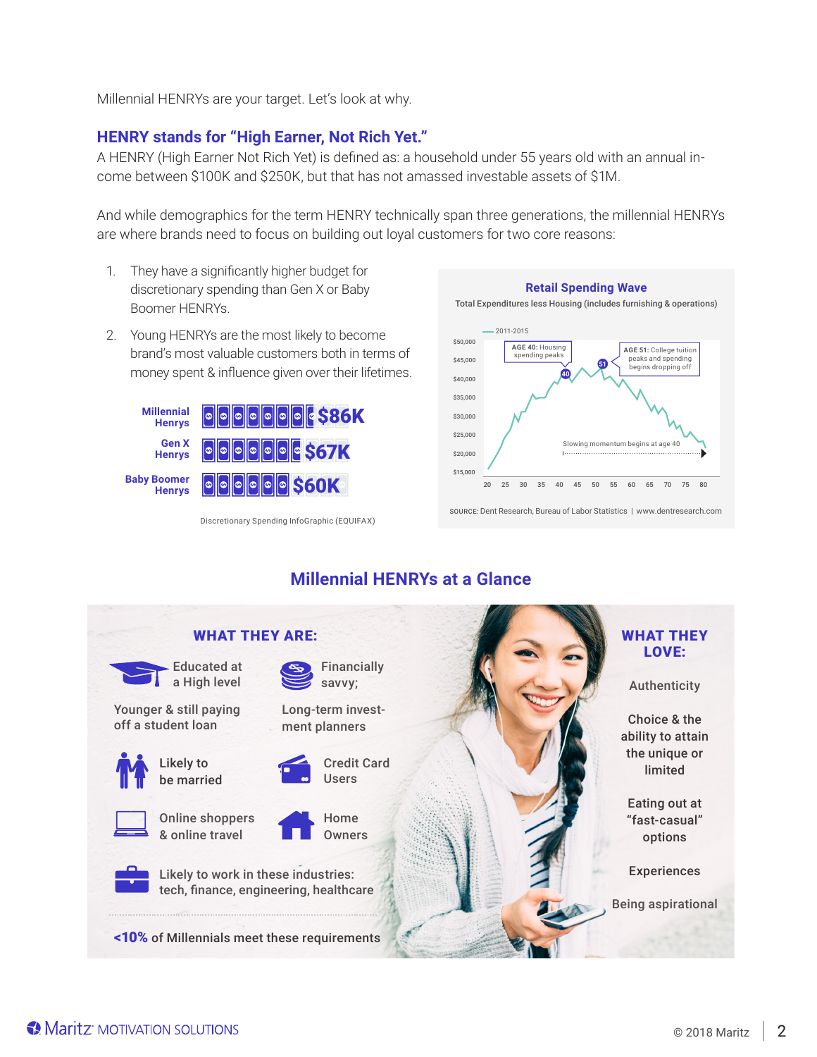Millennial HENRYs are your target. Let's look at why.

## HENRY stands for "High Earner, Not Rich Yet."

A HENRY (High Earner Not Rich Yet) is defined as: a household under 55 years old with an annual income between $100K and $250K, but that has not amassed investable assets of $1M.

And while demographics for the term HENRY technically span three generations, the millennial HENRYs are where brands need to focus on building out loyal customers for two core reasons:

1. They have a significantly higher budget for discretionary spending than Gen X or Baby Boomer HENRYs.
2. Young HENRYs are the most likely to become brand's most valuable customers both in terms of money spent & influence given over their lifetimes.

| | |
|---|---|
| Millennial Henrys | $86K |
| Gen X Henrys | $67K |
| Baby Boomer Henrys | $60K |

Discretionary Spending InfoGraphic (EQUIFAX)

**Retail Spending Wave**

Total Expenditures less Housing (includes furnishing & operations)

— 2011-2015

AGE 40: Housing spending peaks

AGE 51: College tuition peaks and spending begins dropping off

Slowing momentum begins at age 40

SOURCE: Dent Research, Bureau of Labor Statistics | www.dentresearch.com

## Millennial HENRYs at a Glance

### WHAT THEY ARE:

- Educated at a High level
- Financially savvy;
- Younger & still paying off a student loan
- Long-term investment planners
- Likely to be married
- Credit Card Users
- Online shoppers & online travel
- Home Owners
- Likely to work in these industries: tech, finance, engineering, healthcare

**<10%** of Millennials meet these requirements

### WHAT THEY LOVE:

- Authenticity
- Choice & the ability to attain the unique or limited
- Eating out at "fast-casual" options
- Experiences
- Being aspirational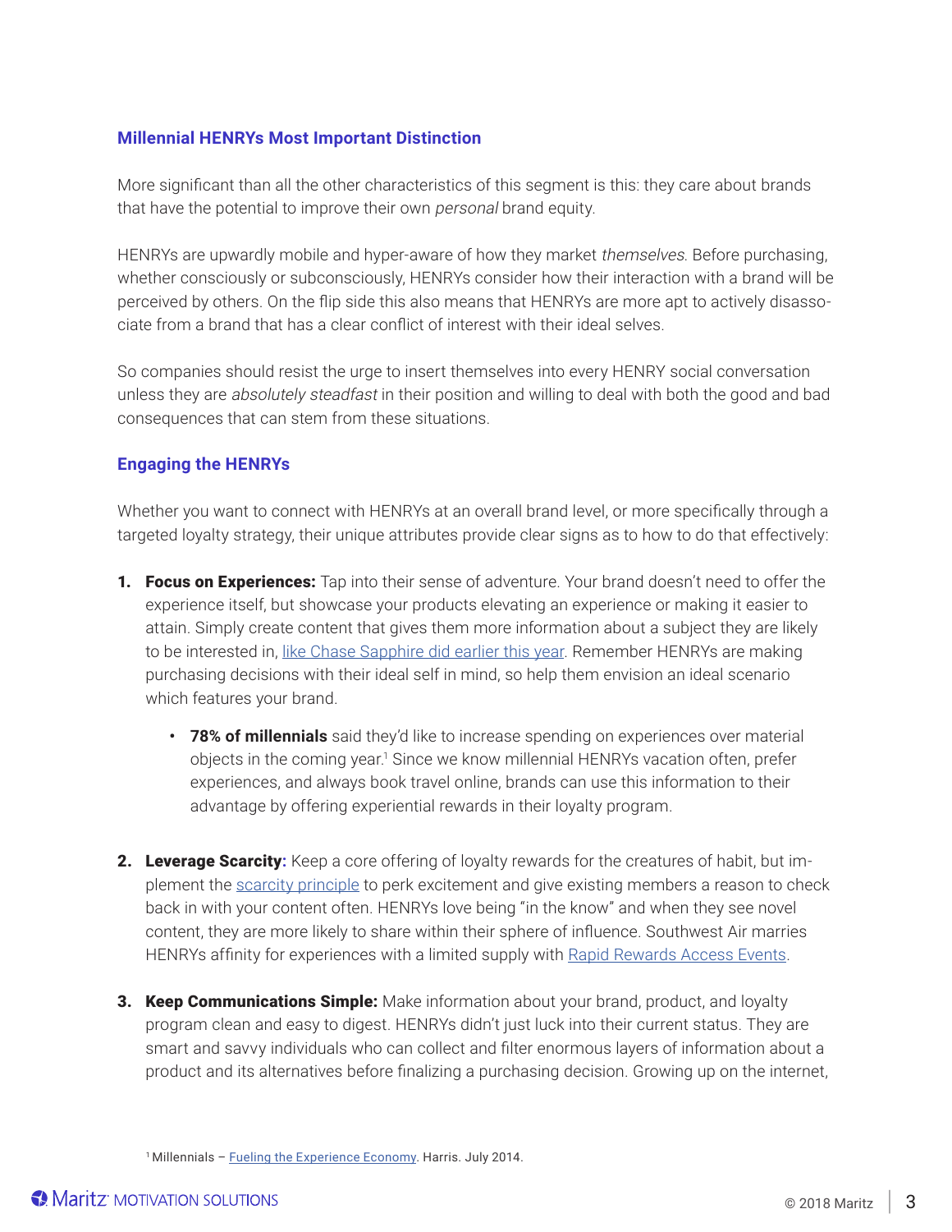### Millennial HENRYs Most Important Distinction

More significant than all the other characteristics of this segment is this: they care about brands that have the potential to improve their own *personal* brand equity.

HENRYs are upwardly mobile and hyper-aware of how they market *themselves*. Before purchasing, whether consciously or subconsciously, HENRYs consider how their interaction with a brand will be perceived by others. On the flip side this also means that HENRYs are more apt to actively disassociate from a brand that has a clear conflict of interest with their ideal selves.

So companies should resist the urge to insert themselves into every HENRY social conversation unless they are *absolutely steadfast* in their position and willing to deal with both the good and bad consequences that can stem from these situations.

### Engaging the HENRYs

Whether you want to connect with HENRYs at an overall brand level, or more specifically through a targeted loyalty strategy, their unique attributes provide clear signs as to how to do that effectively:

1. **Focus on Experiences:** Tap into their sense of adventure. Your brand doesn't need to offer the experience itself, but showcase your products elevating an experience or making it easier to attain. Simply create content that gives them more information about a subject they are likely to be interested in, like Chase Sapphire did earlier this year. Remember HENRYs are making purchasing decisions with their ideal self in mind, so help them envision an ideal scenario which features your brand.
   - **78% of millennials** said they'd like to increase spending on experiences over material objects in the coming year.[1] Since we know millennial HENRYs vacation often, prefer experiences, and always book travel online, brands can use this information to their advantage by offering experiential rewards in their loyalty program.

2. **Leverage Scarcity:** Keep a core offering of loyalty rewards for the creatures of habit, but implement the scarcity principle to perk excitement and give existing members a reason to check back in with your content often. HENRYs love being "in the know" and when they see novel content, they are more likely to share within their sphere of influence. Southwest Air marries HENRYs affinity for experiences with a limited supply with Rapid Rewards Access Events.

3. **Keep Communications Simple:** Make information about your brand, product, and loyalty program clean and easy to digest. HENRYs didn't just luck into their current status. They are smart and savvy individuals who can collect and filter enormous layers of information about a product and its alternatives before finalizing a purchasing decision. Growing up on the internet,

[1] Millennials – Fueling the Experience Economy. Harris. July 2014.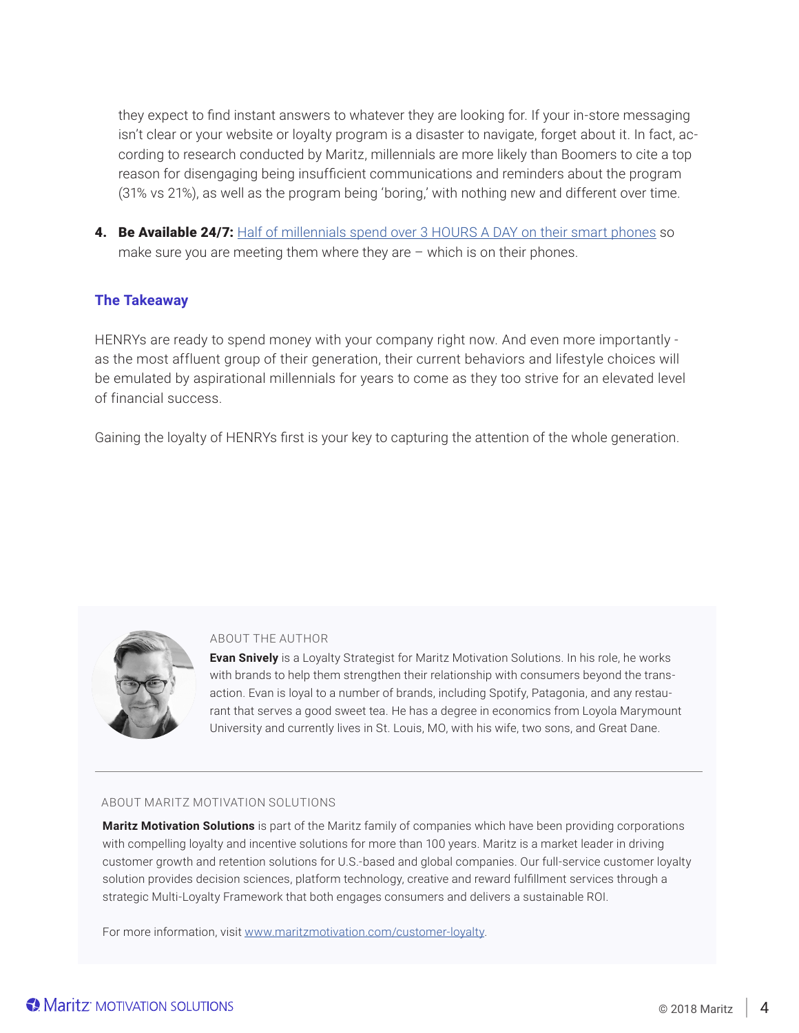they expect to find instant answers to whatever they are looking for. If your in-store messaging isn't clear or your website or loyalty program is a disaster to navigate, forget about it. In fact, according to research conducted by Maritz, millennials are more likely than Boomers to cite a top reason for disengaging being insufficient communications and reminders about the program (31% vs 21%), as well as the program being 'boring,' with nothing new and different over time.

4. **Be Available 24/7:** Half of millennials spend over 3 HOURS A DAY on their smart phones so make sure you are meeting them where they are – which is on their phones.

## The Takeaway

HENRYs are ready to spend money with your company right now. And even more importantly - as the most affluent group of their generation, their current behaviors and lifestyle choices will be emulated by aspirational millennials for years to come as they too strive for an elevated level of financial success.

Gaining the loyalty of HENRYs first is your key to capturing the attention of the whole generation.

ABOUT THE AUTHOR

**Evan Snively** is a Loyalty Strategist for Maritz Motivation Solutions. In his role, he works with brands to help them strengthen their relationship with consumers beyond the transaction. Evan is loyal to a number of brands, including Spotify, Patagonia, and any restaurant that serves a good sweet tea. He has a degree in economics from Loyola Marymount University and currently lives in St. Louis, MO, with his wife, two sons, and Great Dane.

---

ABOUT MARITZ MOTIVATION SOLUTIONS

**Maritz Motivation Solutions** is part of the Maritz family of companies which have been providing corporations with compelling loyalty and incentive solutions for more than 100 years. Maritz is a market leader in driving customer growth and retention solutions for U.S.-based and global companies. Our full-service customer loyalty solution provides decision sciences, platform technology, creative and reward fulfillment services through a strategic Multi-Loyalty Framework that both engages consumers and delivers a sustainable ROI.

For more information, visit www.maritzmotivation.com/customer-loyalty.